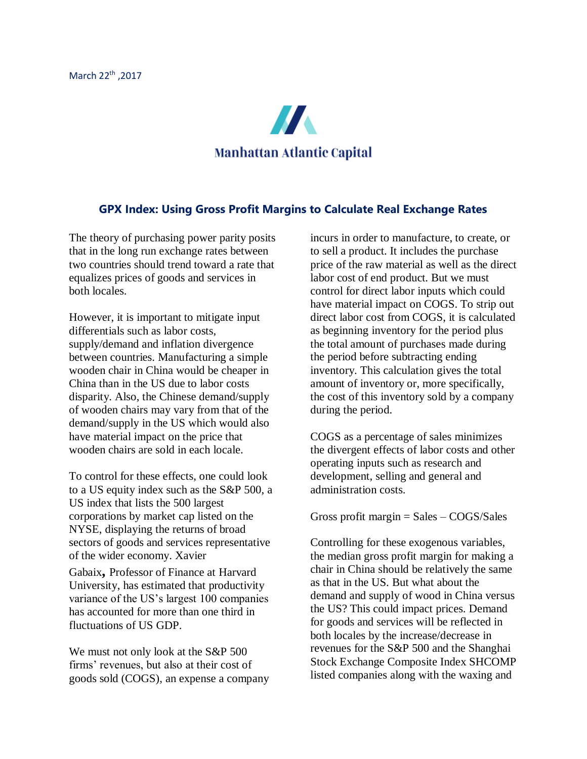March 22th ,2017

Manhattan Atlantic Capital

## GPX Index: Using Gross Profit Margins to Calculate Real Exchange Rates

The theory of purchasing power parity posits that in the long run exchange rates between two countries should trend toward a rate that equalizes prices of goods and services in both locales.

However, it is important to mitigate input differentials such as labor costs, supply/demand and inflation divergence between countries. Manufacturing a simple wooden chair in China would be cheaper in China than in the US due to labor costs disparity. Also, the Chinese demand/supply of wooden chairs may vary from that of the demand/supply in the US which would also have material impact on the price that wooden chairs are sold in each locale.

To control for these effects, one could look to a US equity index such as the S&P 500, a US index that lists the 500 largest corporations by market cap listed on the NYSE, displaying the returns of broad sectors of goods and services representative of the wider economy. Xavier Gabaix, Professor of Finance at Harvard University, has estimated that productivity variance of the US's largest 100 companies has accounted for more than one third in fluctuations of US GDP.

We must not only look at the S&P 500 firms' revenues, but also at their cost of goods sold (COGS), an expense a company incurs in order to manufacture, to create, or to sell a product. It includes the purchase price of the raw material as well as the direct labor cost of end product. But we must control for direct labor inputs which could have material impact on COGS. To strip out direct labor cost from COGS, it is calculated as beginning inventory for the period plus the total amount of purchases made during the period before subtracting ending inventory. This calculation gives the total amount of inventory or, more specifically, the cost of this inventory sold by a company during the period.

COGS as a percentage of sales minimizes the divergent effects of labor costs and other operating inputs such as research and development, selling and general and administration costs.

Gross profit margin = Sales – COGS/Sales

Controlling for these exogenous variables, the median gross profit margin for making a chair in China should be relatively the same as that in the US. But what about the demand and supply of wood in China versus the US? This could impact prices. Demand for goods and services will be reflected in both locales by the increase/decrease in revenues for the S&P 500 and the Shanghai Stock Exchange Composite Index SHCOMP listed companies along with the waxing and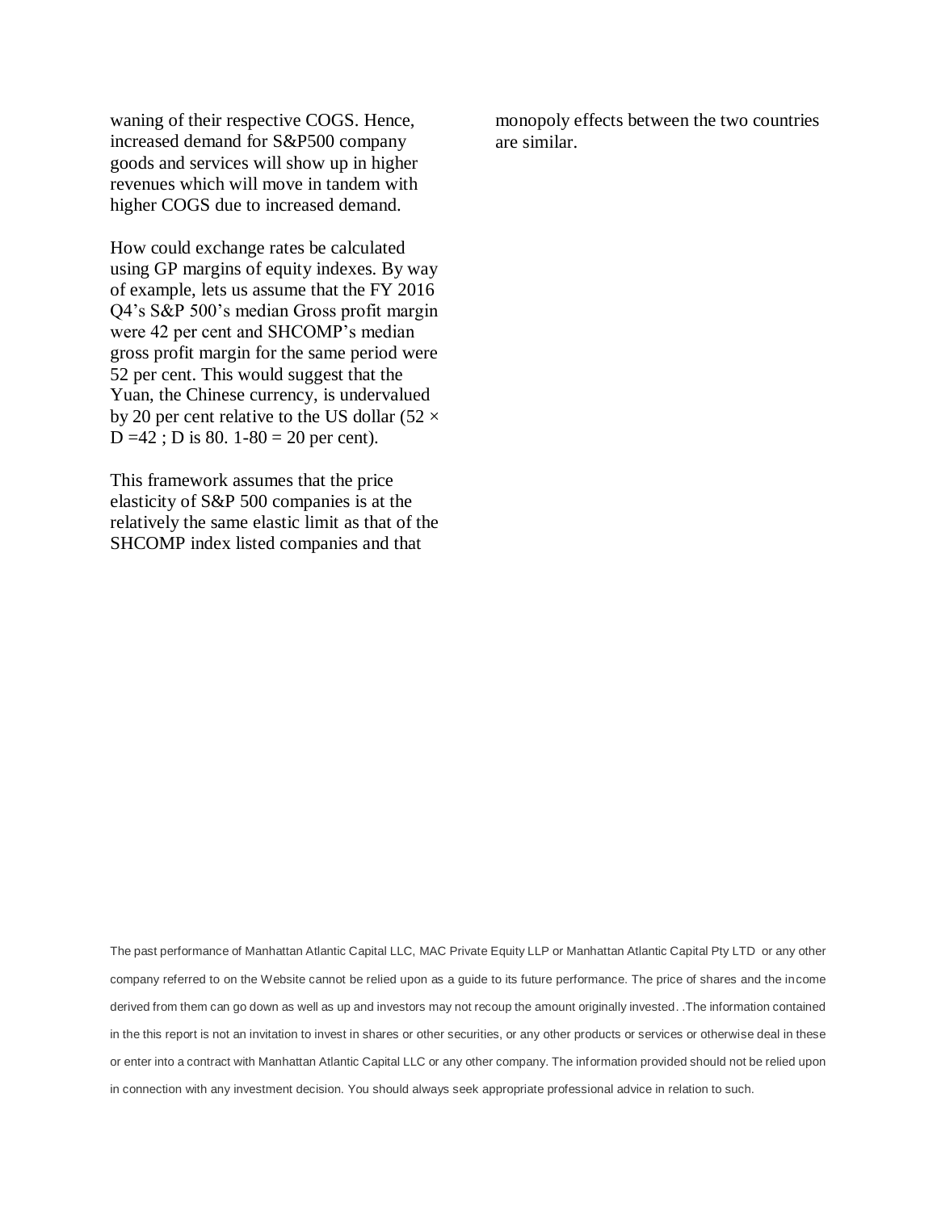waning of their respective COGS. Hence, increased demand for S&P500 company goods and services will show up in higher revenues which will move in tandem with higher COGS due to increased demand.

How could exchange rates be calculated using GP margins of equity indexes. By way of example, lets us assume that the FY 2016 Q4's S&P 500's median Gross profit margin were 42 per cent and SHCOMP's median gross profit margin for the same period were 52 per cent. This would suggest that the Yuan, the Chinese currency, is undervalued by 20 per cent relative to the US dollar ($52 \times D = 42$ ; D is 80. 1-80 = 20 per cent).

This framework assumes that the price elasticity of S&P 500 companies is at the relatively the same elastic limit as that of the SHCOMP index listed companies and that monopoly effects between the two countries are similar.

The past performance of Manhattan Atlantic Capital LLC, MAC Private Equity LLP or Manhattan Atlantic Capital Pty LTD or any other company referred to on the Website cannot be relied upon as a guide to its future performance. The price of shares and the income derived from them can go down as well as up and investors may not recoup the amount originally invested. .The information contained in the this report is not an invitation to invest in shares or other securities, or any other products or services or otherwise deal in these or enter into a contract with Manhattan Atlantic Capital LLC or any other company. The information provided should not be relied upon in connection with any investment decision. You should always seek appropriate professional advice in relation to such.